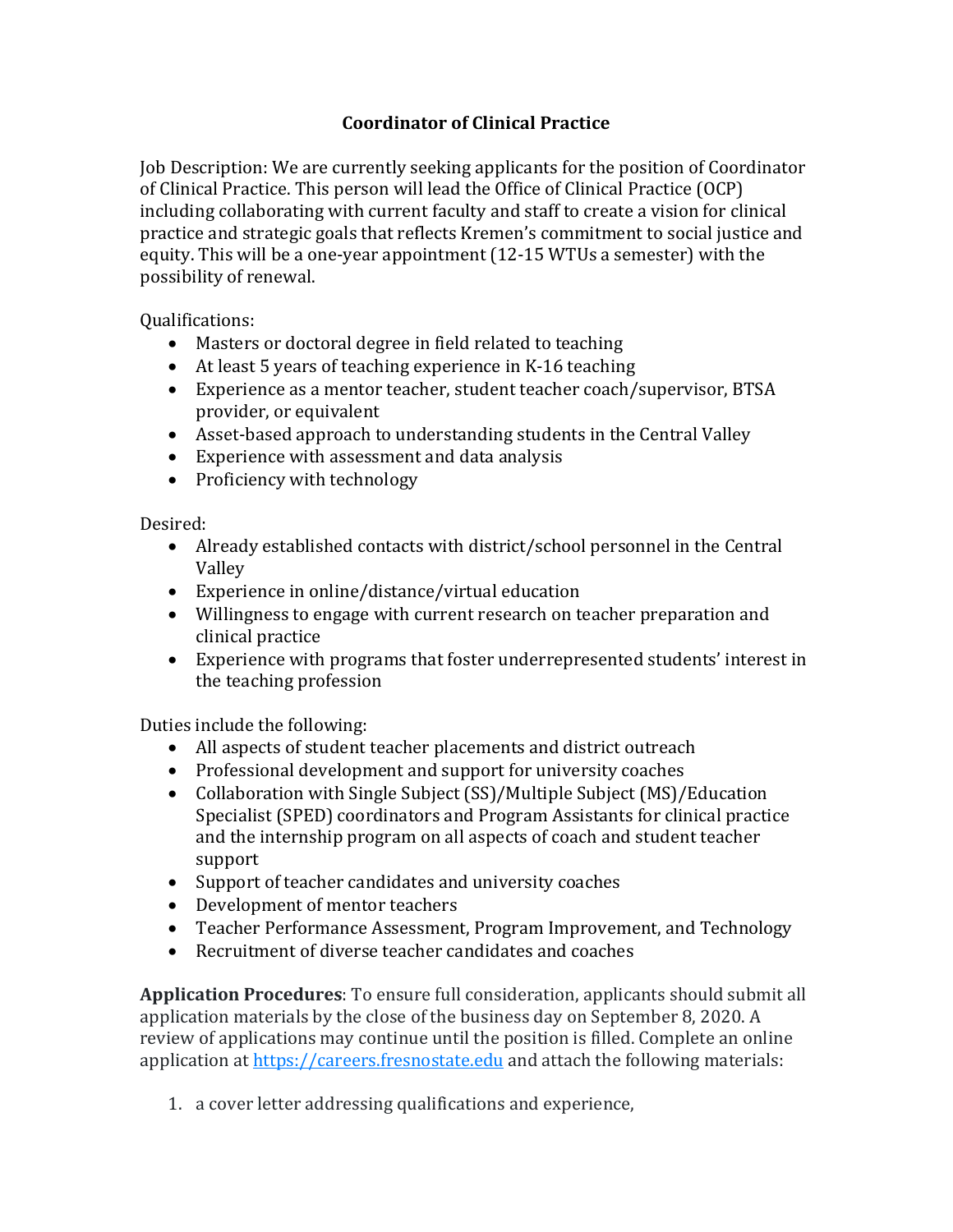# Coordinator of Clinical Practice

Job Description: We are currently seeking applicants for the position of Coordinator of Clinical Practice. This person will lead the Office of Clinical Practice (OCP) including collaborating with current faculty and staff to create a vision for clinical practice and strategic goals that reflects Kremen's commitment to social justice and equity. This will be a one-year appointment (12-15 WTUs a semester) with the possibility of renewal.

Qualifications:

- Masters or doctoral degree in field related to teaching
- At least 5 years of teaching experience in K-16 teaching
- Experience as a mentor teacher, student teacher coach/supervisor, BTSA provider, or equivalent
- Asset-based approach to understanding students in the Central Valley
- Experience with assessment and data analysis
- Proficiency with technology

Desired:

- Already established contacts with district/school personnel in the Central Valley
- Experience in online/distance/virtual education
- Willingness to engage with current research on teacher preparation and clinical practice
- Experience with programs that foster underrepresented students' interest in the teaching profession

Duties include the following:

- All aspects of student teacher placements and district outreach
- Professional development and support for university coaches
- Collaboration with Single Subject (SS)/Multiple Subject (MS)/Education Specialist (SPED) coordinators and Program Assistants for clinical practice and the internship program on all aspects of coach and student teacher support
- Support of teacher candidates and university coaches
- Development of mentor teachers
- Teacher Performance Assessment, Program Improvement, and Technology
- Recruitment of diverse teacher candidates and coaches

**Application Procedures**: To ensure full consideration, applicants should submit all application materials by the close of the business day on September 8, 2020. A review of applications may continue until the position is filled. Complete an online application at [https://careers.fresnostate.edu](https://careers.fresnostate.edu) and attach the following materials:

1. a cover letter addressing qualifications and experience,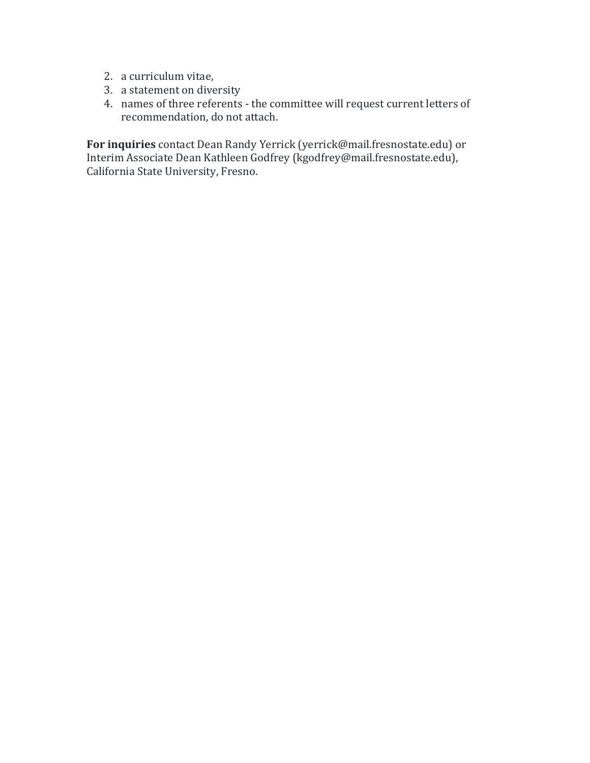2. a curriculum vitae,
3. a statement on diversity
4. names of three referents - the committee will request current letters of recommendation, do not attach.

**For inquiries** contact Dean Randy Yerrick (yerrick@mail.fresnostate.edu) or Interim Associate Dean Kathleen Godfrey (kgodfrey@mail.fresnostate.edu), California State University, Fresno.